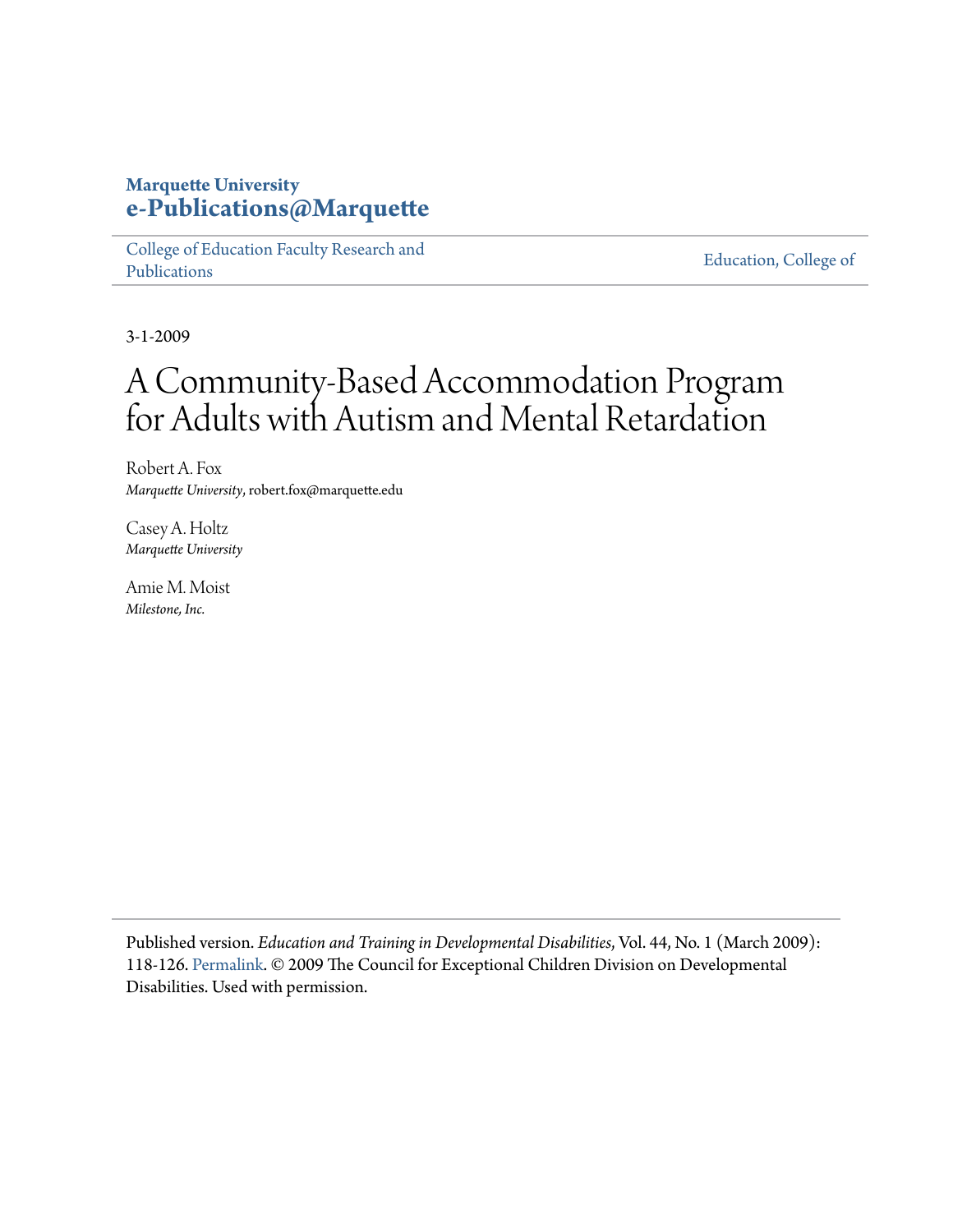**Marquette University**
**e-Publications@Marquette**

College of Education Faculty Research and Publications | Education, College of

3-1-2009

# A Community-Based Accommodation Program for Adults with Autism and Mental Retardation

Robert A. Fox
*Marquette University*, robert.fox@marquette.edu

Casey A. Holtz
*Marquette University*

Amie M. Moist
*Milestone, Inc.*

Published version. *Education and Training in Developmental Disabilities*, Vol. 44, No. 1 (March 2009): 118-126. Permalink. © 2009 The Council for Exceptional Children Division on Developmental Disabilities. Used with permission.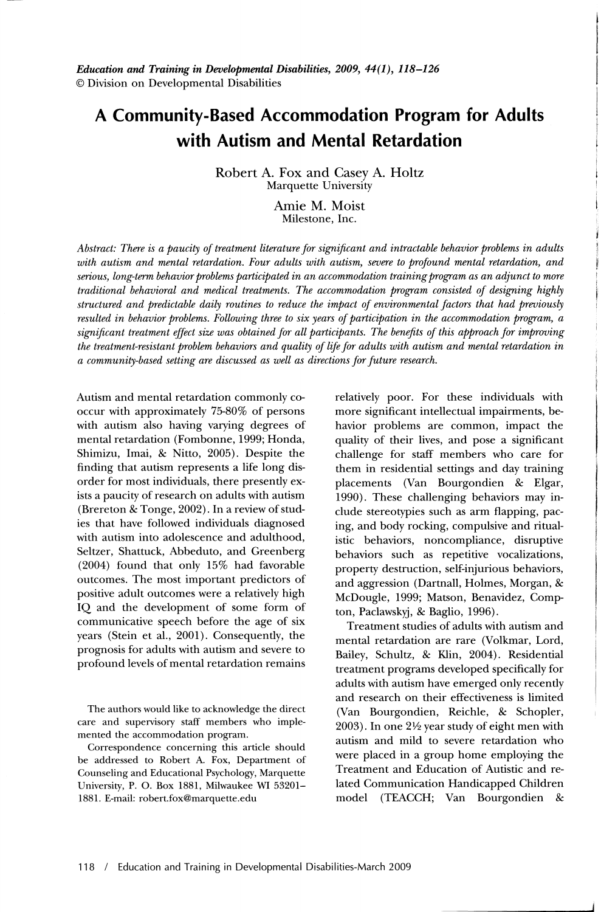*Education and Training in Developmental Disabilities, 2009, 44(1), 118–126*
© Division on Developmental Disabilities

# A Community-Based Accommodation Program for Adults with Autism and Mental Retardation

Robert A. Fox and Casey A. Holtz
Marquette University

Amie M. Moist
Milestone, Inc.

*Abstract: There is a paucity of treatment literature for significant and intractable behavior problems in adults with autism and mental retardation. Four adults with autism, severe to profound mental retardation, and serious, long-term behavior problems participated in an accommodation training program as an adjunct to more traditional behavioral and medical treatments. The accommodation program consisted of designing highly structured and predictable daily routines to reduce the impact of environmental factors that had previously resulted in behavior problems. Following three to six years of participation in the accommodation program, a significant treatment effect size was obtained for all participants. The benefits of this approach for improving the treatment-resistant problem behaviors and quality of life for adults with autism and mental retardation in a community-based setting are discussed as well as directions for future research.*

Autism and mental retardation commonly co-occur with approximately 75-80% of persons with autism also having varying degrees of mental retardation (Fombonne, 1999; Honda, Shimizu, Imai, & Nitto, 2005). Despite the finding that autism represents a life long disorder for most individuals, there presently exists a paucity of research on adults with autism (Brereton & Tonge, 2002). In a review of studies that have followed individuals diagnosed with autism into adolescence and adulthood, Seltzer, Shattuck, Abbeduto, and Greenberg (2004) found that only 15% had favorable outcomes. The most important predictors of positive adult outcomes were a relatively high IQ and the development of some form of communicative speech before the age of six years (Stein et al., 2001). Consequently, the prognosis for adults with autism and severe to profound levels of mental retardation remains relatively poor. For these individuals with more significant intellectual impairments, behavior problems are common, impact the quality of their lives, and pose a significant challenge for staff members who care for them in residential settings and day training placements (Van Bourgondien & Elgar, 1990). These challenging behaviors may include stereotypies such as arm flapping, pacing, and body rocking, compulsive and ritualistic behaviors, noncompliance, disruptive behaviors such as repetitive vocalizations, property destruction, self-injurious behaviors, and aggression (Dartnall, Holmes, Morgan, & McDougle, 1999; Matson, Benavidez, Compton, Paclawskyj, & Baglio, 1996).

Treatment studies of adults with autism and mental retardation are rare (Volkmar, Lord, Bailey, Schultz, & Klin, 2004). Residential treatment programs developed specifically for adults with autism have emerged only recently and research on their effectiveness is limited (Van Bourgondien, Reichle, & Schopler, 2003). In one 2½ year study of eight men with autism and mild to severe retardation who were placed in a group home employing the Treatment and Education of Autistic and related Communication Handicapped Children model (TEACCH; Van Bourgondien &

The authors would like to acknowledge the direct care and supervisory staff members who implemented the accommodation program.

Correspondence concerning this article should be addressed to Robert A. Fox, Department of Counseling and Educational Psychology, Marquette University, P. O. Box 1881, Milwaukee WI 53201-1881. E-mail: robert.fox@marquette.edu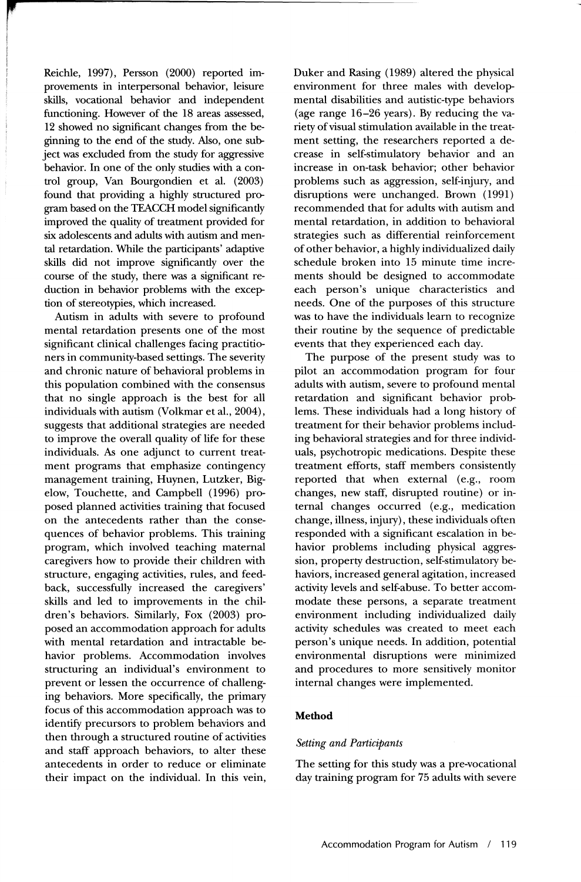Reichle, 1997), Persson (2000) reported improvements in interpersonal behavior, leisure skills, vocational behavior and independent functioning. However of the 18 areas assessed, 12 showed no significant changes from the beginning to the end of the study. Also, one subject was excluded from the study for aggressive behavior. In one of the only studies with a control group, Van Bourgondien et al. (2003) found that providing a highly structured program based on the TEACCH model significantly improved the quality of treatment provided for six adolescents and adults with autism and mental retardation. While the participants' adaptive skills did not improve significantly over the course of the study, there was a significant reduction in behavior problems with the exception of stereotypies, which increased.

Autism in adults with severe to profound mental retardation presents one of the most significant clinical challenges facing practitioners in community-based settings. The severity and chronic nature of behavioral problems in this population combined with the consensus that no single approach is the best for all individuals with autism (Volkmar et al., 2004), suggests that additional strategies are needed to improve the overall quality of life for these individuals. As one adjunct to current treatment programs that emphasize contingency management training, Huynen, Lutzker, Bigelow, Touchette, and Campbell (1996) proposed planned activities training that focused on the antecedents rather than the consequences of behavior problems. This training program, which involved teaching maternal caregivers how to provide their children with structure, engaging activities, rules, and feedback, successfully increased the caregivers' skills and led to improvements in the children's behaviors. Similarly, Fox (2003) proposed an accommodation approach for adults with mental retardation and intractable behavior problems. Accommodation involves structuring an individual's environment to prevent or lessen the occurrence of challenging behaviors. More specifically, the primary focus of this accommodation approach was to identify precursors to problem behaviors and then through a structured routine of activities and staff approach behaviors, to alter these antecedents in order to reduce or eliminate their impact on the individual. In this vein, Duker and Rasing (1989) altered the physical environment for three males with developmental disabilities and autistic-type behaviors (age range 16–26 years). By reducing the variety of visual stimulation available in the treatment setting, the researchers reported a decrease in self-stimulatory behavior and an increase in on-task behavior; other behavior problems such as aggression, self-injury, and disruptions were unchanged. Brown (1991) recommended that for adults with autism and mental retardation, in addition to behavioral strategies such as differential reinforcement of other behavior, a highly individualized daily schedule broken into 15 minute time increments should be designed to accommodate each person's unique characteristics and needs. One of the purposes of this structure was to have the individuals learn to recognize their routine by the sequence of predictable events that they experienced each day.

The purpose of the present study was to pilot an accommodation program for four adults with autism, severe to profound mental retardation and significant behavior problems. These individuals had a long history of treatment for their behavior problems including behavioral strategies and for three individuals, psychotropic medications. Despite these treatment efforts, staff members consistently reported that when external (e.g., room changes, new staff, disrupted routine) or internal changes occurred (e.g., medication change, illness, injury), these individuals often responded with a significant escalation in behavior problems including physical aggression, property destruction, self-stimulatory behaviors, increased general agitation, increased activity levels and self-abuse. To better accommodate these persons, a separate treatment environment including individualized daily activity schedules was created to meet each person's unique needs. In addition, potential environmental disruptions were minimized and procedures to more sensitively monitor internal changes were implemented.

## Method

### *Setting and Participants*

The setting for this study was a pre-vocational day training program for 75 adults with severe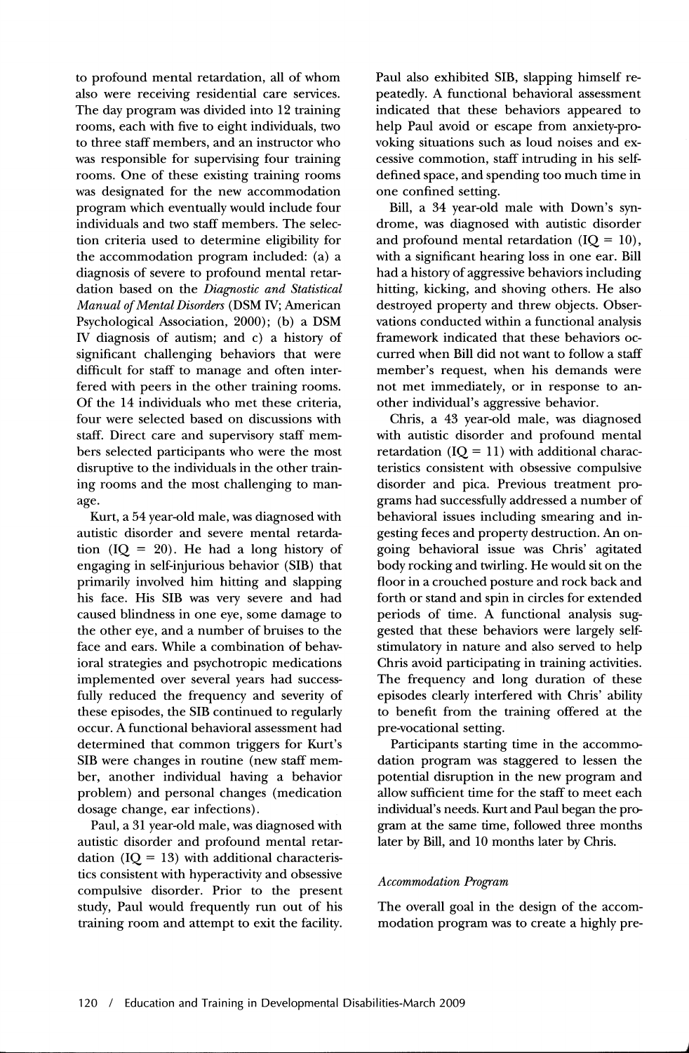to profound mental retardation, all of whom also were receiving residential care services. The day program was divided into 12 training rooms, each with five to eight individuals, two to three staff members, and an instructor who was responsible for supervising four training rooms. One of these existing training rooms was designated for the new accommodation program which eventually would include four individuals and two staff members. The selection criteria used to determine eligibility for the accommodation program included: (a) a diagnosis of severe to profound mental retardation based on the *Diagnostic and Statistical Manual of Mental Disorders* (DSM IV; American Psychological Association, 2000); (b) a DSM IV diagnosis of autism; and c) a history of significant challenging behaviors that were difficult for staff to manage and often interfered with peers in the other training rooms. Of the 14 individuals who met these criteria, four were selected based on discussions with staff. Direct care and supervisory staff members selected participants who were the most disruptive to the individuals in the other training rooms and the most challenging to manage.

Kurt, a 54 year-old male, was diagnosed with autistic disorder and severe mental retardation (IQ = 20). He had a long history of engaging in self-injurious behavior (SIB) that primarily involved him hitting and slapping his face. His SIB was very severe and had caused blindness in one eye, some damage to the other eye, and a number of bruises to the face and ears. While a combination of behavioral strategies and psychotropic medications implemented over several years had successfully reduced the frequency and severity of these episodes, the SIB continued to regularly occur. A functional behavioral assessment had determined that common triggers for Kurt's SIB were changes in routine (new staff member, another individual having a behavior problem) and personal changes (medication dosage change, ear infections).

Paul, a 31 year-old male, was diagnosed with autistic disorder and profound mental retardation (IQ = 13) with additional characteristics consistent with hyperactivity and obsessive compulsive disorder. Prior to the present study, Paul would frequently run out of his training room and attempt to exit the facility. Paul also exhibited SIB, slapping himself repeatedly. A functional behavioral assessment indicated that these behaviors appeared to help Paul avoid or escape from anxiety-provoking situations such as loud noises and excessive commotion, staff intruding in his self-defined space, and spending too much time in one confined setting.

Bill, a 34 year-old male with Down's syndrome, was diagnosed with autistic disorder and profound mental retardation (IQ = 10), with a significant hearing loss in one ear. Bill had a history of aggressive behaviors including hitting, kicking, and shoving others. He also destroyed property and threw objects. Observations conducted within a functional analysis framework indicated that these behaviors occurred when Bill did not want to follow a staff member's request, when his demands were not met immediately, or in response to another individual's aggressive behavior.

Chris, a 43 year-old male, was diagnosed with autistic disorder and profound mental retardation (IQ = 11) with additional characteristics consistent with obsessive compulsive disorder and pica. Previous treatment programs had successfully addressed a number of behavioral issues including smearing and ingesting feces and property destruction. An ongoing behavioral issue was Chris' agitated body rocking and twirling. He would sit on the floor in a crouched posture and rock back and forth or stand and spin in circles for extended periods of time. A functional analysis suggested that these behaviors were largely self-stimulatory in nature and also served to help Chris avoid participating in training activities. The frequency and long duration of these episodes clearly interfered with Chris' ability to benefit from the training offered at the pre-vocational setting.

Participants starting time in the accommodation program was staggered to lessen the potential disruption in the new program and allow sufficient time for the staff to meet each individual's needs. Kurt and Paul began the program at the same time, followed three months later by Bill, and 10 months later by Chris.

### *Accommodation Program*

The overall goal in the design of the accommodation program was to create a highly pre-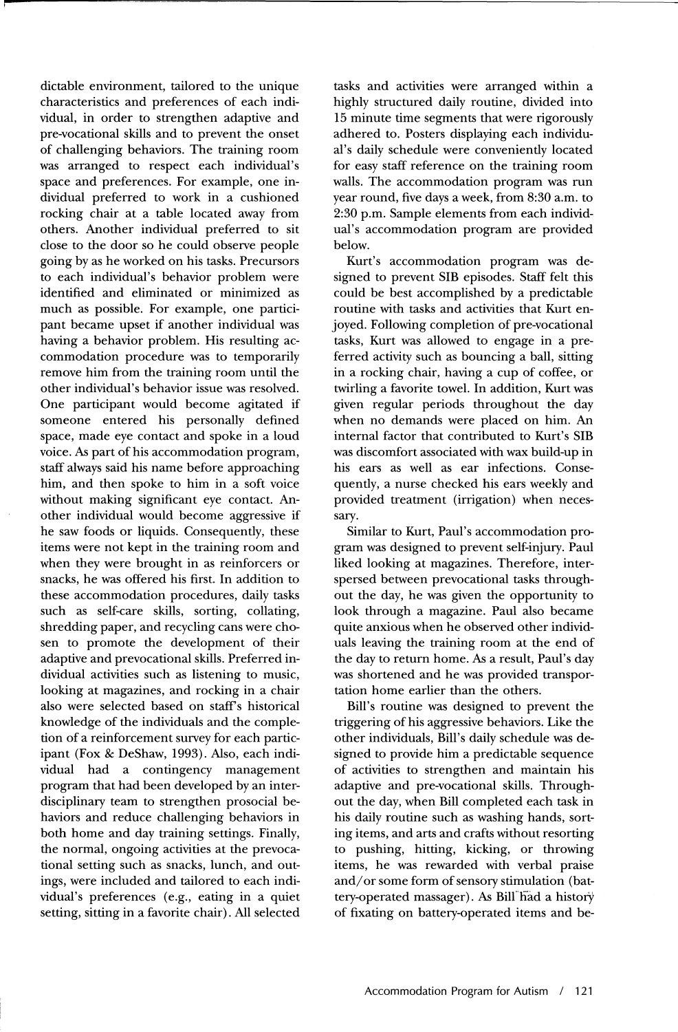dictable environment, tailored to the unique characteristics and preferences of each individual, in order to strengthen adaptive and pre-vocational skills and to prevent the onset of challenging behaviors. The training room was arranged to respect each individual's space and preferences. For example, one individual preferred to work in a cushioned rocking chair at a table located away from others. Another individual preferred to sit close to the door so he could observe people going by as he worked on his tasks. Precursors to each individual's behavior problem were identified and eliminated or minimized as much as possible. For example, one participant became upset if another individual was having a behavior problem. His resulting accommodation procedure was to temporarily remove him from the training room until the other individual's behavior issue was resolved. One participant would become agitated if someone entered his personally defined space, made eye contact and spoke in a loud voice. As part of his accommodation program, staff always said his name before approaching him, and then spoke to him in a soft voice without making significant eye contact. Another individual would become aggressive if he saw foods or liquids. Consequently, these items were not kept in the training room and when they were brought in as reinforcers or snacks, he was offered his first. In addition to these accommodation procedures, daily tasks such as self-care skills, sorting, collating, shredding paper, and recycling cans were chosen to promote the development of their adaptive and prevocational skills. Preferred individual activities such as listening to music, looking at magazines, and rocking in a chair also were selected based on staff's historical knowledge of the individuals and the completion of a reinforcement survey for each participant (Fox & DeShaw, 1993). Also, each individual had a contingency management program that had been developed by an interdisciplinary team to strengthen prosocial behaviors and reduce challenging behaviors in both home and day training settings. Finally, the normal, ongoing activities at the prevocational setting such as snacks, lunch, and outings, were included and tailored to each individual's preferences (e.g., eating in a quiet setting, sitting in a favorite chair). All selected tasks and activities were arranged within a highly structured daily routine, divided into 15 minute time segments that were rigorously adhered to. Posters displaying each individual's daily schedule were conveniently located for easy staff reference on the training room walls. The accommodation program was run year round, five days a week, from 8:30 a.m. to 2:30 p.m. Sample elements from each individual's accommodation program are provided below.

Kurt's accommodation program was designed to prevent SIB episodes. Staff felt this could be best accomplished by a predictable routine with tasks and activities that Kurt enjoyed. Following completion of pre-vocational tasks, Kurt was allowed to engage in a preferred activity such as bouncing a ball, sitting in a rocking chair, having a cup of coffee, or twirling a favorite towel. In addition, Kurt was given regular periods throughout the day when no demands were placed on him. An internal factor that contributed to Kurt's SIB was discomfort associated with wax build-up in his ears as well as ear infections. Consequently, a nurse checked his ears weekly and provided treatment (irrigation) when necessary.

Similar to Kurt, Paul's accommodation program was designed to prevent self-injury. Paul liked looking at magazines. Therefore, interspersed between prevocational tasks throughout the day, he was given the opportunity to look through a magazine. Paul also became quite anxious when he observed other individuals leaving the training room at the end of the day to return home. As a result, Paul's day was shortened and he was provided transportation home earlier than the others.

Bill's routine was designed to prevent the triggering of his aggressive behaviors. Like the other individuals, Bill's daily schedule was designed to provide him a predictable sequence of activities to strengthen and maintain his adaptive and pre-vocational skills. Throughout the day, when Bill completed each task in his daily routine such as washing hands, sorting items, and arts and crafts without resorting to pushing, hitting, kicking, or throwing items, he was rewarded with verbal praise and/or some form of sensory stimulation (battery-operated massager). As Bill had a history of fixating on battery-operated items and be-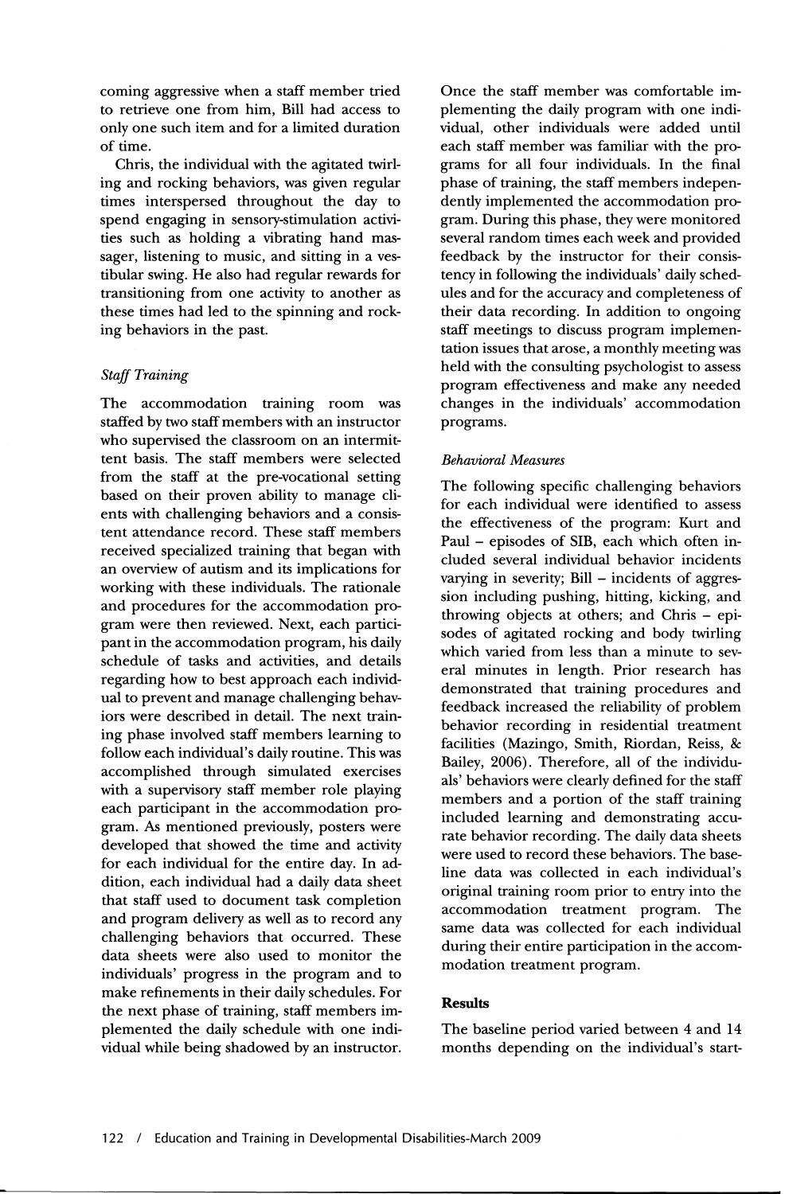coming aggressive when a staff member tried to retrieve one from him, Bill had access to only one such item and for a limited duration of time.

Chris, the individual with the agitated twirling and rocking behaviors, was given regular times interspersed throughout the day to spend engaging in sensory-stimulation activities such as holding a vibrating hand massager, listening to music, and sitting in a vestibular swing. He also had regular rewards for transitioning from one activity to another as these times had led to the spinning and rocking behaviors in the past.

### *Staff Training*

The accommodation training room was staffed by two staff members with an instructor who supervised the classroom on an intermittent basis. The staff members were selected from the staff at the pre-vocational setting based on their proven ability to manage clients with challenging behaviors and a consistent attendance record. These staff members received specialized training that began with an overview of autism and its implications for working with these individuals. The rationale and procedures for the accommodation program were then reviewed. Next, each participant in the accommodation program, his daily schedule of tasks and activities, and details regarding how to best approach each individual to prevent and manage challenging behaviors were described in detail. The next training phase involved staff members learning to follow each individual's daily routine. This was accomplished through simulated exercises with a supervisory staff member role playing each participant in the accommodation program. As mentioned previously, posters were developed that showed the time and activity for each individual for the entire day. In addition, each individual had a daily data sheet that staff used to document task completion and program delivery as well as to record any challenging behaviors that occurred. These data sheets were also used to monitor the individuals' progress in the program and to make refinements in their daily schedules. For the next phase of training, staff members implemented the daily schedule with one individual while being shadowed by an instructor. Once the staff member was comfortable implementing the daily program with one individual, other individuals were added until each staff member was familiar with the programs for all four individuals. In the final phase of training, the staff members independently implemented the accommodation program. During this phase, they were monitored several random times each week and provided feedback by the instructor for their consistency in following the individuals' daily schedules and for the accuracy and completeness of their data recording. In addition to ongoing staff meetings to discuss program implementation issues that arose, a monthly meeting was held with the consulting psychologist to assess program effectiveness and make any needed changes in the individuals' accommodation programs.

### *Behavioral Measures*

The following specific challenging behaviors for each individual were identified to assess the effectiveness of the program: Kurt and Paul – episodes of SIB, each which often included several individual behavior incidents varying in severity; Bill – incidents of aggression including pushing, hitting, kicking, and throwing objects at others; and Chris – episodes of agitated rocking and body twirling which varied from less than a minute to several minutes in length. Prior research has demonstrated that training procedures and feedback increased the reliability of problem behavior recording in residential treatment facilities (Mazingo, Smith, Riordan, Reiss, & Bailey, 2006). Therefore, all of the individuals' behaviors were clearly defined for the staff members and a portion of the staff training included learning and demonstrating accurate behavior recording. The daily data sheets were used to record these behaviors. The baseline data was collected in each individual's original training room prior to entry into the accommodation treatment program. The same data was collected for each individual during their entire participation in the accommodation treatment program.

## **Results**

The baseline period varied between 4 and 14 months depending on the individual's start-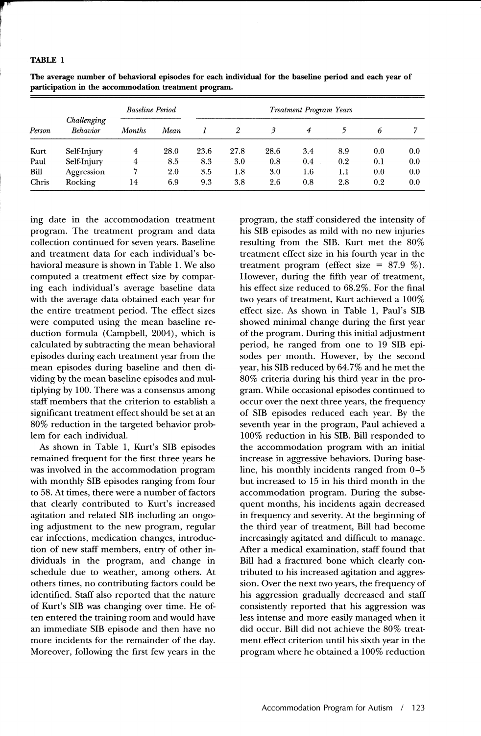**TABLE 1**

**The average number of behavioral episodes for each individual for the baseline period and each year of participation in the accommodation treatment program.**

| Person | Challenging Behavior | Baseline Period | | Treatment Program Years | | | | | | |
|---|---|---|---|---|---|---|---|---|---|---|
| | | Months | Mean | 1 | 2 | 3 | 4 | 5 | 6 | 7 |
| Kurt | Self-Injury | 4 | 28.0 | 23.6 | 27.8 | 28.6 | 3.4 | 8.9 | 0.0 | 0.0 |
| Paul | Self-Injury | 4 | 8.5 | 8.3 | 3.0 | 0.8 | 0.4 | 0.2 | 0.1 | 0.0 |
| Bill | Aggression | 7 | 2.0 | 3.5 | 1.8 | 3.0 | 1.6 | 1.1 | 0.0 | 0.0 |
| Chris | Rocking | 14 | 6.9 | 9.3 | 3.8 | 2.6 | 0.8 | 2.8 | 0.2 | 0.0 |

ing date in the accommodation treatment program. The treatment program and data collection continued for seven years. Baseline and treatment data for each individual's behavioral measure is shown in Table 1. We also computed a treatment effect size by comparing each individual's average baseline data with the average data obtained each year for the entire treatment period. The effect sizes were computed using the mean baseline reduction formula (Campbell, 2004), which is calculated by subtracting the mean behavioral episodes during each treatment year from the mean episodes during baseline and then dividing by the mean baseline episodes and multiplying by 100. There was a consensus among staff members that the criterion to establish a significant treatment effect should be set at an 80% reduction in the targeted behavior problem for each individual.

As shown in Table 1, Kurt's SIB episodes remained frequent for the first three years he was involved in the accommodation program with monthly SIB episodes ranging from four to 58. At times, there were a number of factors that clearly contributed to Kurt's increased agitation and related SIB including an ongoing adjustment to the new program, regular ear infections, medication changes, introduction of new staff members, entry of other individuals in the program, and change in schedule due to weather, among others. At others times, no contributing factors could be identified. Staff also reported that the nature of Kurt's SIB was changing over time. He often entered the training room and would have an immediate SIB episode and then have no more incidents for the remainder of the day. Moreover, following the first few years in the program, the staff considered the intensity of his SIB episodes as mild with no new injuries resulting from the SIB. Kurt met the 80% treatment effect size in his fourth year in the treatment program (effect size = 87.9 %). However, during the fifth year of treatment, his effect size reduced to 68.2%. For the final two years of treatment, Kurt achieved a 100% effect size. As shown in Table 1, Paul's SIB showed minimal change during the first year of the program. During this initial adjustment period, he ranged from one to 19 SIB episodes per month. However, by the second year, his SIB reduced by 64.7% and he met the 80% criteria during his third year in the program. While occasional episodes continued to occur over the next three years, the frequency of SIB episodes reduced each year. By the seventh year in the program, Paul achieved a 100% reduction in his SIB. Bill responded to the accommodation program with an initial increase in aggressive behaviors. During baseline, his monthly incidents ranged from 0–5 but increased to 15 in his third month in the accommodation program. During the subsequent months, his incidents again decreased in frequency and severity. At the beginning of the third year of treatment, Bill had become increasingly agitated and difficult to manage. After a medical examination, staff found that Bill had a fractured bone which clearly contributed to his increased agitation and aggression. Over the next two years, the frequency of his aggression gradually decreased and staff consistently reported that his aggression was less intense and more easily managed when it did occur. Bill did not achieve the 80% treatment effect criterion until his sixth year in the program where he obtained a 100% reduction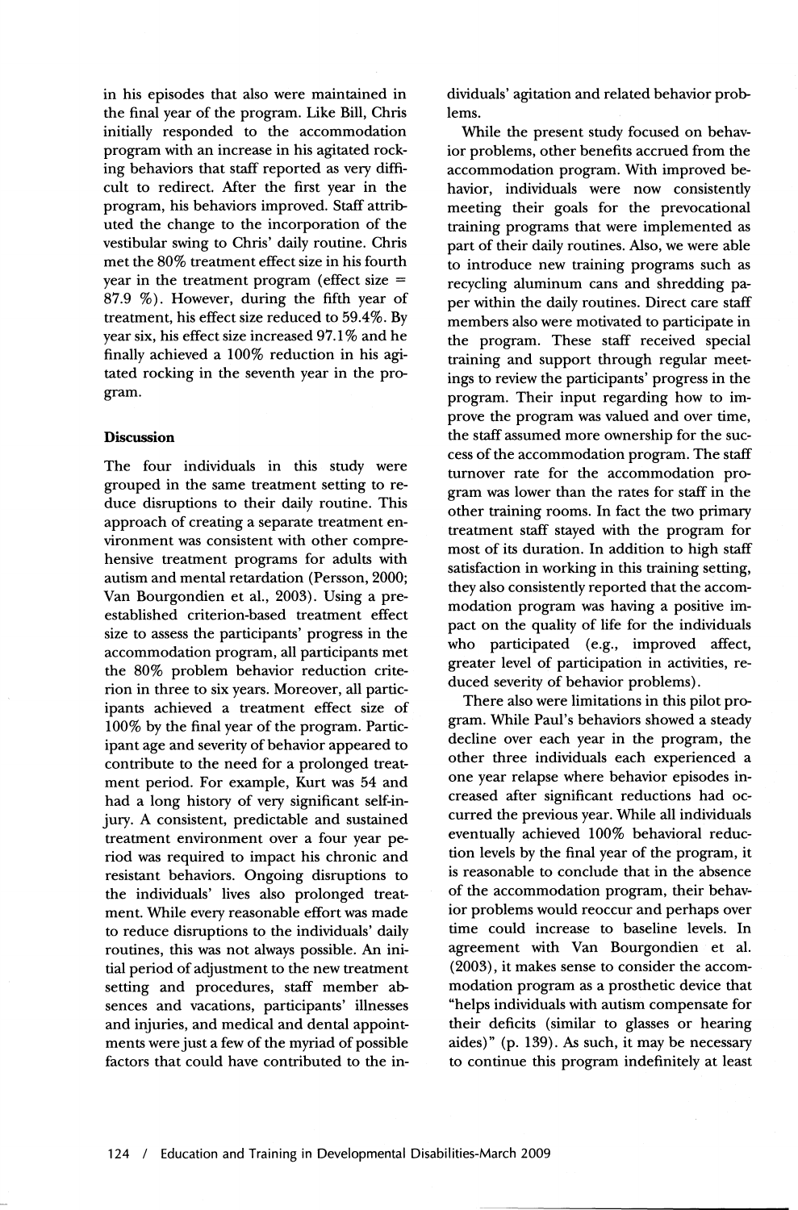in his episodes that also were maintained in the final year of the program. Like Bill, Chris initially responded to the accommodation program with an increase in his agitated rocking behaviors that staff reported as very difficult to redirect. After the first year in the program, his behaviors improved. Staff attributed the change to the incorporation of the vestibular swing to Chris' daily routine. Chris met the 80% treatment effect size in his fourth year in the treatment program (effect size = 87.9 %). However, during the fifth year of treatment, his effect size reduced to 59.4%. By year six, his effect size increased 97.1% and he finally achieved a 100% reduction in his agitated rocking in the seventh year in the program.

### Discussion

The four individuals in this study were grouped in the same treatment setting to reduce disruptions to their daily routine. This approach of creating a separate treatment environment was consistent with other comprehensive treatment programs for adults with autism and mental retardation (Persson, 2000; Van Bourgondien et al., 2003). Using a pre-established criterion-based treatment effect size to assess the participants' progress in the accommodation program, all participants met the 80% problem behavior reduction criterion in three to six years. Moreover, all participants achieved a treatment effect size of 100% by the final year of the program. Participant age and severity of behavior appeared to contribute to the need for a prolonged treatment period. For example, Kurt was 54 and had a long history of very significant self-injury. A consistent, predictable and sustained treatment environment over a four year period was required to impact his chronic and resistant behaviors. Ongoing disruptions to the individuals' lives also prolonged treatment. While every reasonable effort was made to reduce disruptions to the individuals' daily routines, this was not always possible. An initial period of adjustment to the new treatment setting and procedures, staff member absences and vacations, participants' illnesses and injuries, and medical and dental appointments were just a few of the myriad of possible factors that could have contributed to the individuals' agitation and related behavior problems.

While the present study focused on behavior problems, other benefits accrued from the accommodation program. With improved behavior, individuals were now consistently meeting their goals for the prevocational training programs that were implemented as part of their daily routines. Also, we were able to introduce new training programs such as recycling aluminum cans and shredding paper within the daily routines. Direct care staff members also were motivated to participate in the program. These staff received special training and support through regular meetings to review the participants' progress in the program. Their input regarding how to improve the program was valued and over time, the staff assumed more ownership for the success of the accommodation program. The staff turnover rate for the accommodation program was lower than the rates for staff in the other training rooms. In fact the two primary treatment staff stayed with the program for most of its duration. In addition to high staff satisfaction in working in this training setting, they also consistently reported that the accommodation program was having a positive impact on the quality of life for the individuals who participated (e.g., improved affect, greater level of participation in activities, reduced severity of behavior problems).

There also were limitations in this pilot program. While Paul's behaviors showed a steady decline over each year in the program, the other three individuals each experienced a one year relapse where behavior episodes increased after significant reductions had occurred the previous year. While all individuals eventually achieved 100% behavioral reduction levels by the final year of the program, it is reasonable to conclude that in the absence of the accommodation program, their behavior problems would reoccur and perhaps over time could increase to baseline levels. In agreement with Van Bourgondien et al. (2003), it makes sense to consider the accommodation program as a prosthetic device that "helps individuals with autism compensate for their deficits (similar to glasses or hearing aides)" (p. 139). As such, it may be necessary to continue this program indefinitely at least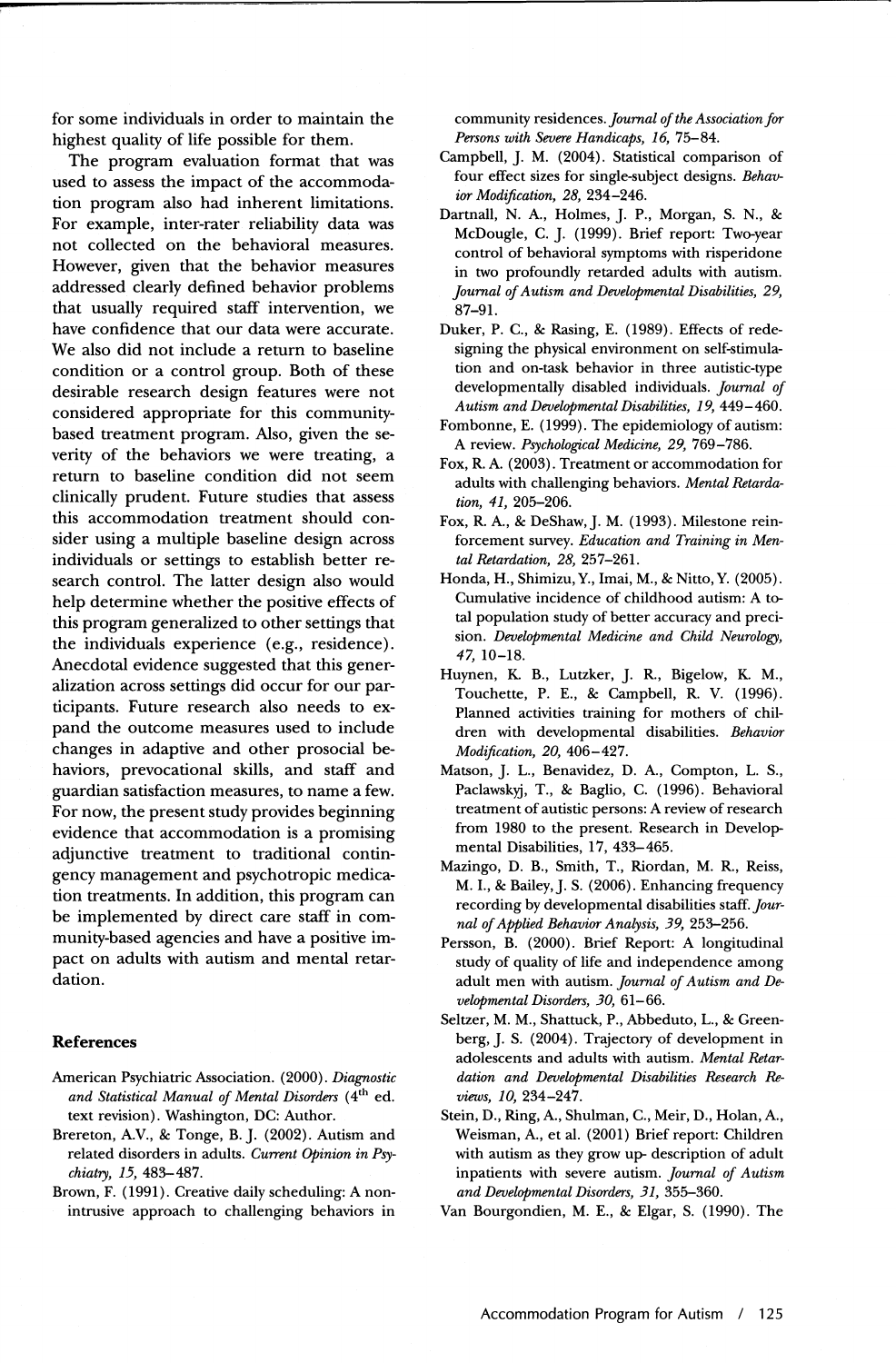for some individuals in order to maintain the highest quality of life possible for them.

The program evaluation format that was used to assess the impact of the accommodation program also had inherent limitations. For example, inter-rater reliability data was not collected on the behavioral measures. However, given that the behavior measures addressed clearly defined behavior problems that usually required staff intervention, we have confidence that our data were accurate. We also did not include a return to baseline condition or a control group. Both of these desirable research design features were not considered appropriate for this community-based treatment program. Also, given the severity of the behaviors we were treating, a return to baseline condition did not seem clinically prudent. Future studies that assess this accommodation treatment should consider using a multiple baseline design across individuals or settings to establish better research control. The latter design also would help determine whether the positive effects of this program generalized to other settings that the individuals experience (e.g., residence). Anecdotal evidence suggested that this generalization across settings did occur for our participants. Future research also needs to expand the outcome measures used to include changes in adaptive and other prosocial behaviors, prevocational skills, and staff and guardian satisfaction measures, to name a few. For now, the present study provides beginning evidence that accommodation is a promising adjunctive treatment to traditional contingency management and psychotropic medication treatments. In addition, this program can be implemented by direct care staff in community-based agencies and have a positive impact on adults with autism and mental retardation.

## References

American Psychiatric Association. (2000). *Diagnostic and Statistical Manual of Mental Disorders* (4th ed. text revision). Washington, DC: Author.

Brereton, A.V., & Tonge, B. J. (2002). Autism and related disorders in adults. *Current Opinion in Psychiatry, 15,* 483–487.

Brown, F. (1991). Creative daily scheduling: A nonintrusive approach to challenging behaviors in community residences. *Journal of the Association for Persons with Severe Handicaps, 16,* 75–84.

Campbell, J. M. (2004). Statistical comparison of four effect sizes for single-subject designs. *Behavior Modification, 28,* 234–246.

Dartnall, N. A., Holmes, J. P., Morgan, S. N., & McDougle, C. J. (1999). Brief report: Two-year control of behavioral symptoms with risperidone in two profoundly retarded adults with autism. *Journal of Autism and Developmental Disabilities, 29,* 87–91.

Duker, P. C., & Rasing, E. (1989). Effects of redesigning the physical environment on self-stimulation and on-task behavior in three autistic-type developmentally disabled individuals. *Journal of Autism and Developmental Disabilities, 19,* 449–460.

Fombonne, E. (1999). The epidemiology of autism: A review. *Psychological Medicine, 29,* 769–786.

Fox, R. A. (2003). Treatment or accommodation for adults with challenging behaviors. *Mental Retardation, 41,* 205–206.

Fox, R. A., & DeShaw, J. M. (1993). Milestone reinforcement survey. *Education and Training in Mental Retardation, 28,* 257–261.

Honda, H., Shimizu, Y., Imai, M., & Nitto, Y. (2005). Cumulative incidence of childhood autism: A total population study of better accuracy and precision. *Developmental Medicine and Child Neurology, 47,* 10–18.

Huynen, K. B., Lutzker, J. R., Bigelow, K. M., Touchette, P. E., & Campbell, R. V. (1996). Planned activities training for mothers of children with developmental disabilities. *Behavior Modification, 20,* 406–427.

Matson, J. L., Benavidez, D. A., Compton, L. S., Paclawskyj, T., & Baglio, C. (1996). Behavioral treatment of autistic persons: A review of research from 1980 to the present. Research in Developmental Disabilities, 17, 433–465.

Mazingo, D. B., Smith, T., Riordan, M. R., Reiss, M. I., & Bailey, J. S. (2006). Enhancing frequency recording by developmental disabilities staff. *Journal of Applied Behavior Analysis, 39,* 253–256.

Persson, B. (2000). Brief Report: A longitudinal study of quality of life and independence among adult men with autism. *Journal of Autism and Developmental Disorders, 30,* 61–66.

Seltzer, M. M., Shattuck, P., Abbeduto, L., & Greenberg, J. S. (2004). Trajectory of development in adolescents and adults with autism. *Mental Retardation and Developmental Disabilities Research Reviews, 10,* 234–247.

Stein, D., Ring, A., Shulman, C., Meir, D., Holan, A., Weisman, A., et al. (2001) Brief report: Children with autism as they grow up- description of adult inpatients with severe autism. *Journal of Autism and Developmental Disorders, 31,* 355–360.

Van Bourgondien, M. E., & Elgar, S. (1990). The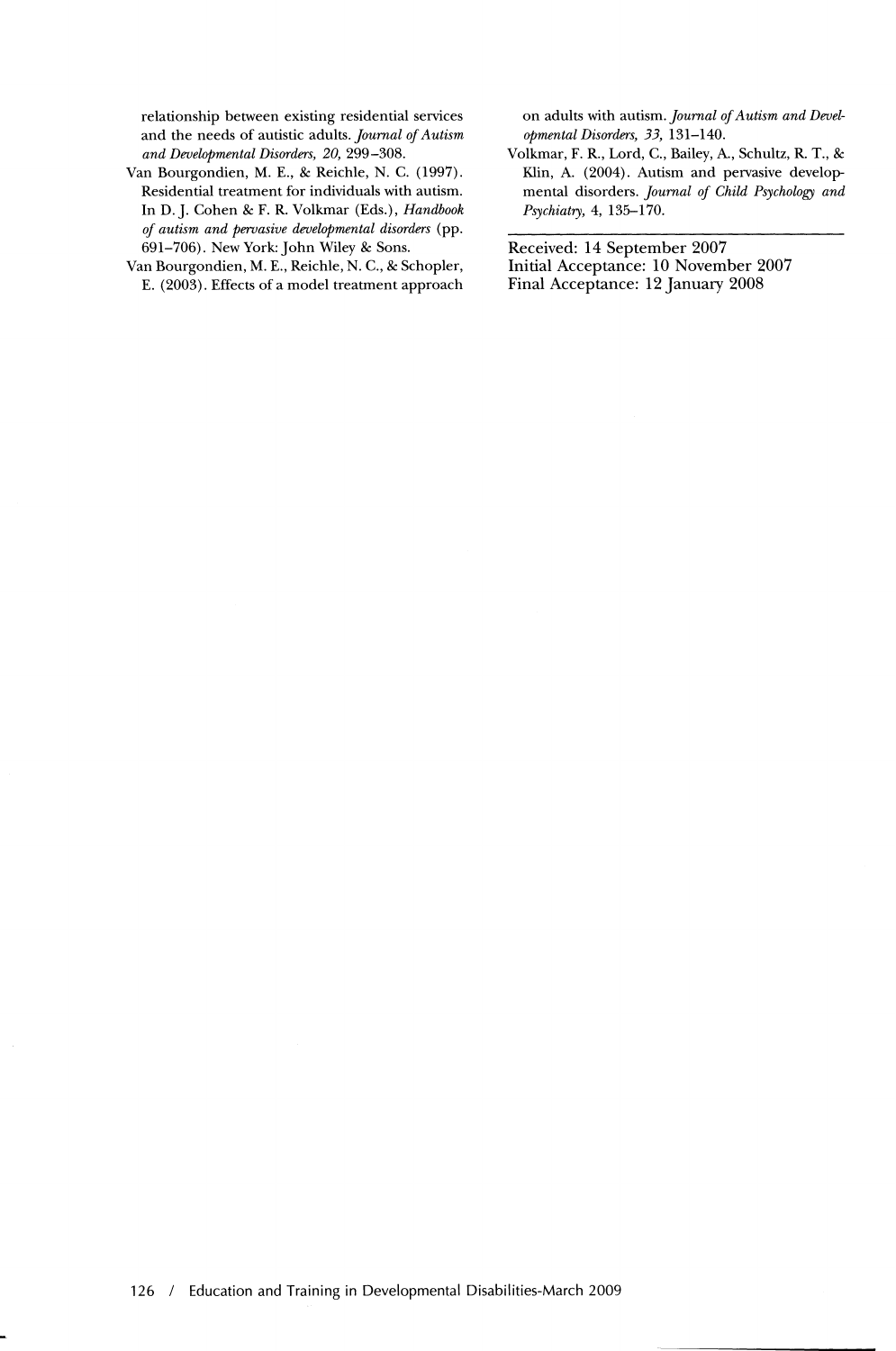relationship between existing residential services and the needs of autistic adults. *Journal of Autism and Developmental Disorders, 20,* 299–308.

Van Bourgondien, M. E., & Reichle, N. C. (1997). Residential treatment for individuals with autism. In D. J. Cohen & F. R. Volkmar (Eds.), *Handbook of autism and pervasive developmental disorders* (pp. 691–706). New York: John Wiley & Sons.

Van Bourgondien, M. E., Reichle, N. C., & Schopler, E. (2003). Effects of a model treatment approach on adults with autism. *Journal of Autism and Developmental Disorders, 33,* 131–140.

Volkmar, F. R., Lord, C., Bailey, A., Schultz, R. T., & Klin, A. (2004). Autism and pervasive developmental disorders. *Journal of Child Psychology and Psychiatry,* 4, 135–170.

Received: 14 September 2007
Initial Acceptance: 10 November 2007
Final Acceptance: 12 January 2008